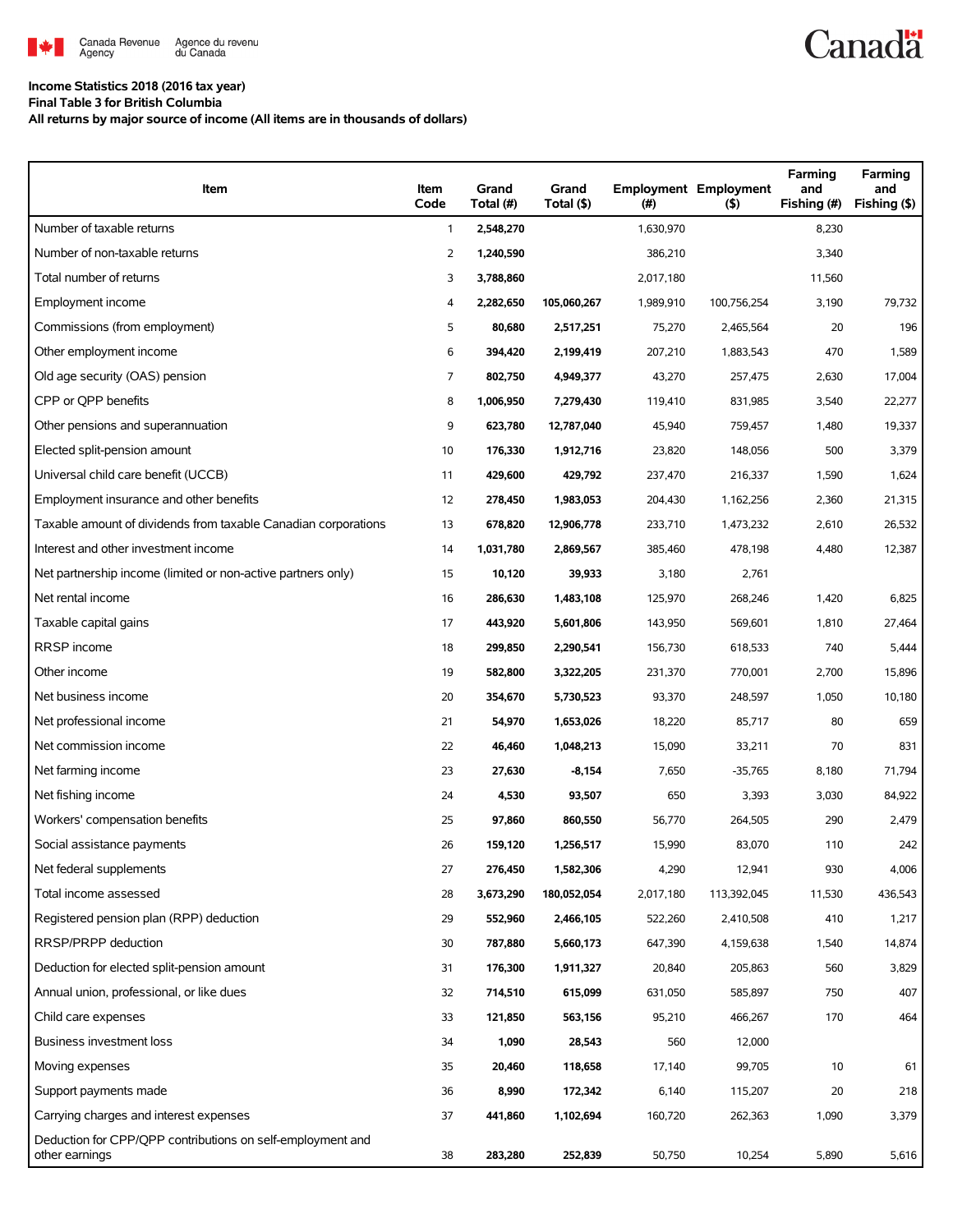Canada Revenue Agency | Agence du revenu du Canada

Canada

**Income Statistics 2018 (2016 tax year)**
**Final Table 3 for British Columbia**
**All returns by major source of income (All items are in thousands of dollars)**

| Item | Item Code | Grand Total (#) | Grand Total ($) | Employment (#) | Employment ($) | Farming and Fishing (#) | Farming and Fishing ($) |
|---|---|---|---|---|---|---|---|
| Number of taxable returns | 1 | **2,548,270** | | 1,630,970 | | 8,230 | |
| Number of non-taxable returns | 2 | **1,240,590** | | 386,210 | | 3,340 | |
| Total number of returns | 3 | **3,788,860** | | 2,017,180 | | 11,560 | |
| Employment income | 4 | **2,282,650** | **105,060,267** | 1,989,910 | 100,756,254 | 3,190 | 79,732 |
| Commissions (from employment) | 5 | **80,680** | **2,517,251** | 75,270 | 2,465,564 | 20 | 196 |
| Other employment income | 6 | **394,420** | **2,199,419** | 207,210 | 1,883,543 | 470 | 1,589 |
| Old age security (OAS) pension | 7 | **802,750** | **4,949,377** | 43,270 | 257,475 | 2,630 | 17,004 |
| CPP or QPP benefits | 8 | **1,006,950** | **7,279,430** | 119,410 | 831,985 | 3,540 | 22,277 |
| Other pensions and superannuation | 9 | **623,780** | **12,787,040** | 45,940 | 759,457 | 1,480 | 19,337 |
| Elected split-pension amount | 10 | **176,330** | **1,912,716** | 23,820 | 148,056 | 500 | 3,379 |
| Universal child care benefit (UCCB) | 11 | **429,600** | **429,792** | 237,470 | 216,337 | 1,590 | 1,624 |
| Employment insurance and other benefits | 12 | **278,450** | **1,983,053** | 204,430 | 1,162,256 | 2,360 | 21,315 |
| Taxable amount of dividends from taxable Canadian corporations | 13 | **678,820** | **12,906,778** | 233,710 | 1,473,232 | 2,610 | 26,532 |
| Interest and other investment income | 14 | **1,031,780** | **2,869,567** | 385,460 | 478,198 | 4,480 | 12,387 |
| Net partnership income (limited or non-active partners only) | 15 | **10,120** | **39,933** | 3,180 | 2,761 | | |
| Net rental income | 16 | **286,630** | **1,483,108** | 125,970 | 268,246 | 1,420 | 6,825 |
| Taxable capital gains | 17 | **443,920** | **5,601,806** | 143,950 | 569,601 | 1,810 | 27,464 |
| RRSP income | 18 | **299,850** | **2,290,541** | 156,730 | 618,533 | 740 | 5,444 |
| Other income | 19 | **582,800** | **3,322,205** | 231,370 | 770,001 | 2,700 | 15,896 |
| Net business income | 20 | **354,670** | **5,730,523** | 93,370 | 248,597 | 1,050 | 10,180 |
| Net professional income | 21 | **54,970** | **1,653,026** | 18,220 | 85,717 | 80 | 659 |
| Net commission income | 22 | **46,460** | **1,048,213** | 15,090 | 33,211 | 70 | 831 |
| Net farming income | 23 | **27,630** | **-8,154** | 7,650 | -35,765 | 8,180 | 71,794 |
| Net fishing income | 24 | **4,530** | **93,507** | 650 | 3,393 | 3,030 | 84,922 |
| Workers' compensation benefits | 25 | **97,860** | **860,550** | 56,770 | 264,505 | 290 | 2,479 |
| Social assistance payments | 26 | **159,120** | **1,256,517** | 15,990 | 83,070 | 110 | 242 |
| Net federal supplements | 27 | **276,450** | **1,582,306** | 4,290 | 12,941 | 930 | 4,006 |
| Total income assessed | 28 | **3,673,290** | **180,052,054** | 2,017,180 | 113,392,045 | 11,530 | 436,543 |
| Registered pension plan (RPP) deduction | 29 | **552,960** | **2,466,105** | 522,260 | 2,410,508 | 410 | 1,217 |
| RRSP/PRPP deduction | 30 | **787,880** | **5,660,173** | 647,390 | 4,159,638 | 1,540 | 14,874 |
| Deduction for elected split-pension amount | 31 | **176,300** | **1,911,327** | 20,840 | 205,863 | 560 | 3,829 |
| Annual union, professional, or like dues | 32 | **714,510** | **615,099** | 631,050 | 585,897 | 750 | 407 |
| Child care expenses | 33 | **121,850** | **563,156** | 95,210 | 466,267 | 170 | 464 |
| Business investment loss | 34 | **1,090** | **28,543** | 560 | 12,000 | | |
| Moving expenses | 35 | **20,460** | **118,658** | 17,140 | 99,705 | 10 | 61 |
| Support payments made | 36 | **8,990** | **172,342** | 6,140 | 115,207 | 20 | 218 |
| Carrying charges and interest expenses | 37 | **441,860** | **1,102,694** | 160,720 | 262,363 | 1,090 | 3,379 |
| Deduction for CPP/QPP contributions on self-employment and other earnings | 38 | **283,280** | **252,839** | 50,750 | 10,254 | 5,890 | 5,616 |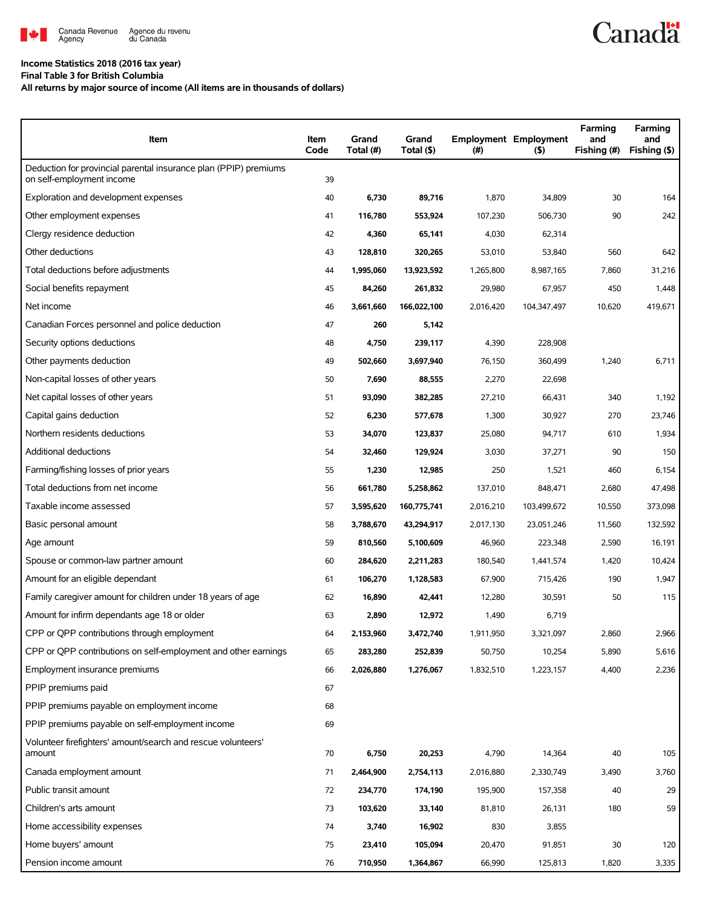Income Statistics 2018 (2016 tax year)
Final Table 3 for British Columbia
All returns by major source of income (All items are in thousands of dollars)

| Item | Item Code | Grand Total (#) | Grand Total ($) | Employment (#) | Employment ($) | Farming and Fishing (#) | Farming and Fishing ($) |
|---|---|---|---|---|---|---|---|
| Deduction for provincial parental insurance plan (PPIP) premiums on self-employment income | 39 | | | | | | |
| Exploration and development expenses | 40 | **6,730** | **89,716** | 1,870 | 34,809 | 30 | 164 |
| Other employment expenses | 41 | **116,780** | **553,924** | 107,230 | 506,730 | 90 | 242 |
| Clergy residence deduction | 42 | **4,360** | **65,141** | 4,030 | 62,314 | | |
| Other deductions | 43 | **128,810** | **320,265** | 53,010 | 53,840 | 560 | 642 |
| Total deductions before adjustments | 44 | **1,995,060** | **13,923,592** | 1,265,800 | 8,987,165 | 7,860 | 31,216 |
| Social benefits repayment | 45 | **84,260** | **261,832** | 29,980 | 67,957 | 450 | 1,448 |
| Net income | 46 | **3,661,660** | **166,022,100** | 2,016,420 | 104,347,497 | 10,620 | 419,671 |
| Canadian Forces personnel and police deduction | 47 | **260** | **5,142** | | | | |
| Security options deductions | 48 | **4,750** | **239,117** | 4,390 | 228,908 | | |
| Other payments deduction | 49 | **502,660** | **3,697,940** | 76,150 | 360,499 | 1,240 | 6,711 |
| Non-capital losses of other years | 50 | **7,690** | **88,555** | 2,270 | 22,698 | | |
| Net capital losses of other years | 51 | **93,090** | **382,285** | 27,210 | 66,431 | 340 | 1,192 |
| Capital gains deduction | 52 | **6,230** | **577,678** | 1,300 | 30,927 | 270 | 23,746 |
| Northern residents deductions | 53 | **34,070** | **123,837** | 25,080 | 94,717 | 610 | 1,934 |
| Additional deductions | 54 | **32,460** | **129,924** | 3,030 | 37,271 | 90 | 150 |
| Farming/fishing losses of prior years | 55 | **1,230** | **12,985** | 250 | 1,521 | 460 | 6,154 |
| Total deductions from net income | 56 | **661,780** | **5,258,862** | 137,010 | 848,471 | 2,680 | 47,498 |
| Taxable income assessed | 57 | **3,595,620** | **160,775,741** | 2,016,210 | 103,499,672 | 10,550 | 373,098 |
| Basic personal amount | 58 | **3,788,670** | **43,294,917** | 2,017,130 | 23,051,246 | 11,560 | 132,592 |
| Age amount | 59 | **810,560** | **5,100,609** | 46,960 | 223,348 | 2,590 | 16,191 |
| Spouse or common-law partner amount | 60 | **284,620** | **2,211,283** | 180,540 | 1,441,574 | 1,420 | 10,424 |
| Amount for an eligible dependant | 61 | **106,270** | **1,128,583** | 67,900 | 715,426 | 190 | 1,947 |
| Family caregiver amount for children under 18 years of age | 62 | **16,890** | **42,441** | 12,280 | 30,591 | 50 | 115 |
| Amount for infirm dependants age 18 or older | 63 | **2,890** | **12,972** | 1,490 | 6,719 | | |
| CPP or QPP contributions through employment | 64 | **2,153,960** | **3,472,740** | 1,911,950 | 3,321,097 | 2,860 | 2,966 |
| CPP or QPP contributions on self-employment and other earnings | 65 | **283,280** | **252,839** | 50,750 | 10,254 | 5,890 | 5,616 |
| Employment insurance premiums | 66 | **2,026,880** | **1,276,067** | 1,832,510 | 1,223,157 | 4,400 | 2,236 |
| PPIP premiums paid | 67 | | | | | | |
| PPIP premiums payable on employment income | 68 | | | | | | |
| PPIP premiums payable on self-employment income | 69 | | | | | | |
| Volunteer firefighters' amount/search and rescue volunteers' amount | 70 | **6,750** | **20,253** | 4,790 | 14,364 | 40 | 105 |
| Canada employment amount | 71 | **2,464,900** | **2,754,113** | 2,016,880 | 2,330,749 | 3,490 | 3,760 |
| Public transit amount | 72 | **234,770** | **174,190** | 195,900 | 157,358 | 40 | 29 |
| Children's arts amount | 73 | **103,620** | **33,140** | 81,810 | 26,131 | 180 | 59 |
| Home accessibility expenses | 74 | **3,740** | **16,902** | 830 | 3,855 | | |
| Home buyers' amount | 75 | **23,410** | **105,094** | 20,470 | 91,851 | 30 | 120 |
| Pension income amount | 76 | **710,950** | **1,364,867** | 66,990 | 125,813 | 1,820 | 3,335 |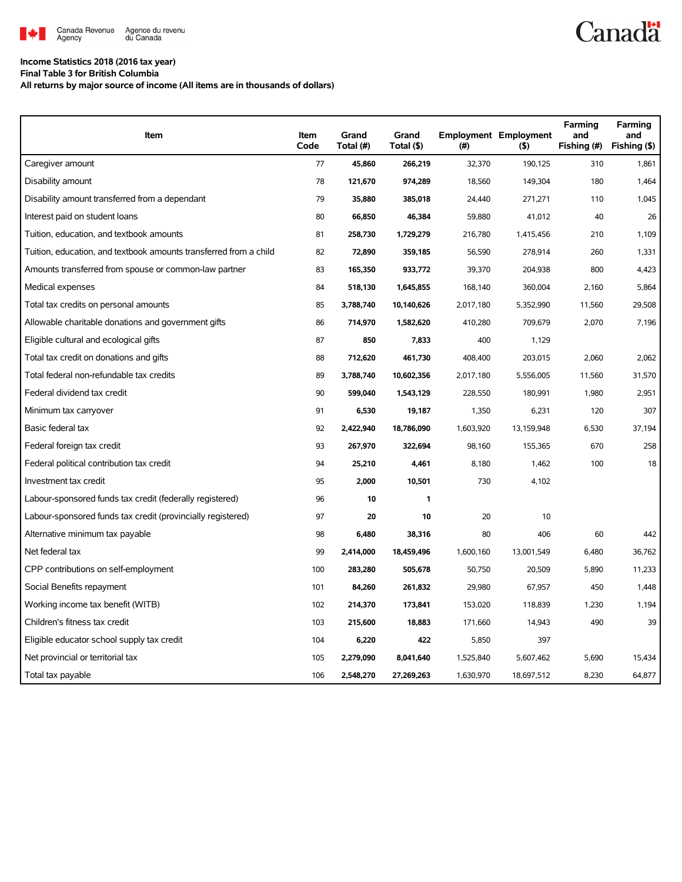**Income Statistics 2018 (2016 tax year)**
**Final Table 3 for British Columbia**
**All returns by major source of income (All items are in thousands of dollars)**

| Item | Item Code | Grand Total (#) | Grand Total ($) | Employment (#) | Employment ($) | Farming and Fishing (#) | Farming and Fishing ($) |
|---|---|---|---|---|---|---|---|
| Caregiver amount | 77 | **45,860** | **266,219** | 32,370 | 190,125 | 310 | 1,861 |
| Disability amount | 78 | **121,670** | **974,289** | 18,560 | 149,304 | 180 | 1,464 |
| Disability amount transferred from a dependant | 79 | **35,880** | **385,018** | 24,440 | 271,271 | 110 | 1,045 |
| Interest paid on student loans | 80 | **66,850** | **46,384** | 59,880 | 41,012 | 40 | 26 |
| Tuition, education, and textbook amounts | 81 | **258,730** | **1,729,279** | 216,780 | 1,415,456 | 210 | 1,109 |
| Tuition, education, and textbook amounts transferred from a child | 82 | **72,890** | **359,185** | 56,590 | 278,914 | 260 | 1,331 |
| Amounts transferred from spouse or common-law partner | 83 | **165,350** | **933,772** | 39,370 | 204,938 | 800 | 4,423 |
| Medical expenses | 84 | **518,130** | **1,645,855** | 168,140 | 360,004 | 2,160 | 5,864 |
| Total tax credits on personal amounts | 85 | **3,788,740** | **10,140,626** | 2,017,180 | 5,352,990 | 11,560 | 29,508 |
| Allowable charitable donations and government gifts | 86 | **714,970** | **1,582,620** | 410,280 | 709,679 | 2,070 | 7,196 |
| Eligible cultural and ecological gifts | 87 | **850** | **7,833** | 400 | 1,129 | | |
| Total tax credit on donations and gifts | 88 | **712,620** | **461,730** | 408,400 | 203,015 | 2,060 | 2,062 |
| Total federal non-refundable tax credits | 89 | **3,788,740** | **10,602,356** | 2,017,180 | 5,556,005 | 11,560 | 31,570 |
| Federal dividend tax credit | 90 | **599,040** | **1,543,129** | 228,550 | 180,991 | 1,980 | 2,951 |
| Minimum tax carryover | 91 | **6,530** | **19,187** | 1,350 | 6,231 | 120 | 307 |
| Basic federal tax | 92 | **2,422,940** | **18,786,090** | 1,603,920 | 13,159,948 | 6,530 | 37,194 |
| Federal foreign tax credit | 93 | **267,970** | **322,694** | 98,160 | 155,365 | 670 | 258 |
| Federal political contribution tax credit | 94 | **25,210** | **4,461** | 8,180 | 1,462 | 100 | 18 |
| Investment tax credit | 95 | **2,000** | **10,501** | 730 | 4,102 | | |
| Labour-sponsored funds tax credit (federally registered) | 96 | **10** | **1** | | | | |
| Labour-sponsored funds tax credit (provincially registered) | 97 | **20** | **10** | 20 | 10 | | |
| Alternative minimum tax payable | 98 | **6,480** | **38,316** | 80 | 406 | 60 | 442 |
| Net federal tax | 99 | **2,414,000** | **18,459,496** | 1,600,160 | 13,001,549 | 6,480 | 36,762 |
| CPP contributions on self-employment | 100 | **283,280** | **505,678** | 50,750 | 20,509 | 5,890 | 11,233 |
| Social Benefits repayment | 101 | **84,260** | **261,832** | 29,980 | 67,957 | 450 | 1,448 |
| Working income tax benefit (WITB) | 102 | **214,370** | **173,841** | 153,020 | 118,839 | 1,230 | 1,194 |
| Children's fitness tax credit | 103 | **215,600** | **18,883** | 171,660 | 14,943 | 490 | 39 |
| Eligible educator school supply tax credit | 104 | **6,220** | **422** | 5,850 | 397 | | |
| Net provincial or territorial tax | 105 | **2,279,090** | **8,041,640** | 1,525,840 | 5,607,462 | 5,690 | 15,434 |
| Total tax payable | 106 | **2,548,270** | **27,269,263** | 1,630,970 | 18,697,512 | 8,230 | 64,877 |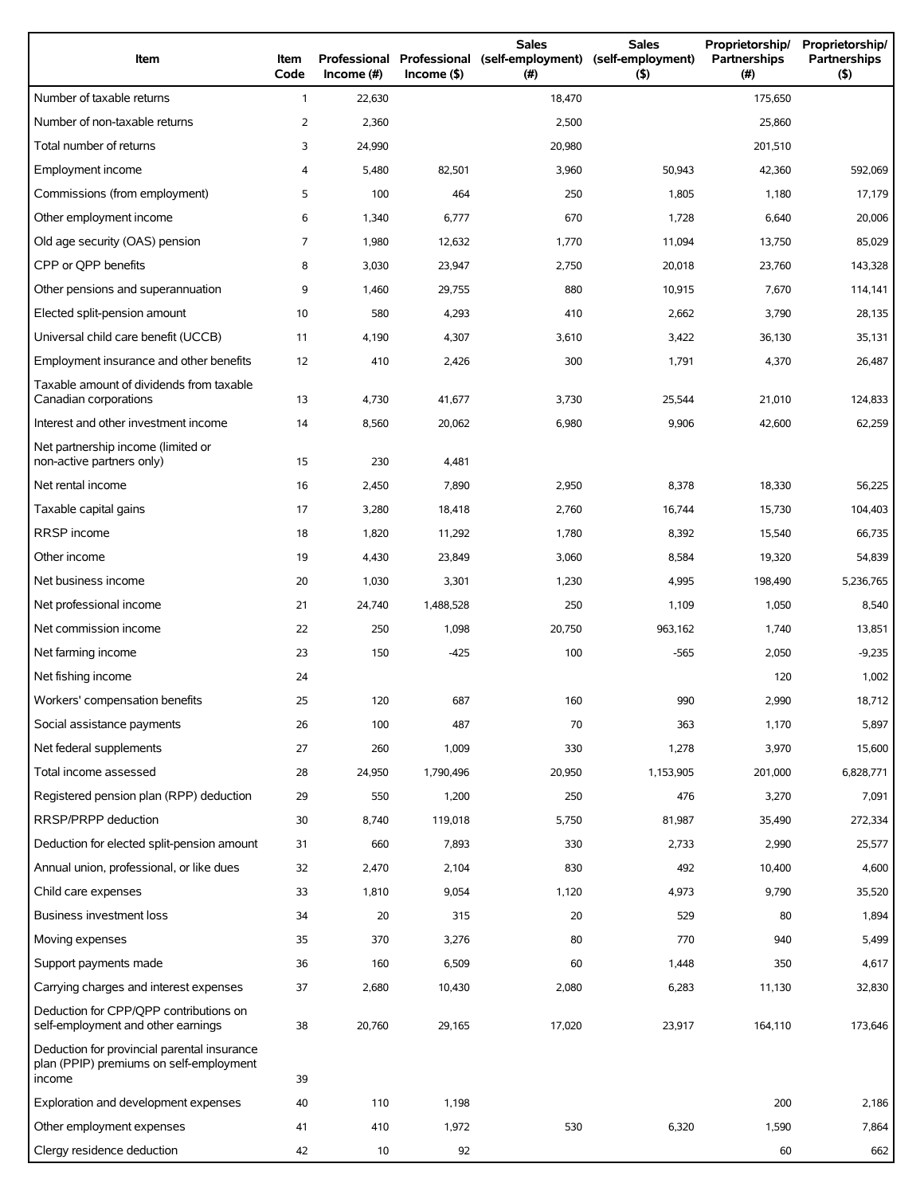| Item | Item Code | Professional Income (#) | Professional Income ($) | Sales (self-employment) (#) | Sales (self-employment) ($) | Proprietorship/ Partnerships (#) | Proprietorship/ Partnerships ($) |
|---|---|---|---|---|---|---|---|
| Number of taxable returns | 1 | 22,630 | | 18,470 | | 175,650 | |
| Number of non-taxable returns | 2 | 2,360 | | 2,500 | | 25,860 | |
| Total number of returns | 3 | 24,990 | | 20,980 | | 201,510 | |
| Employment income | 4 | 5,480 | 82,501 | 3,960 | 50,943 | 42,360 | 592,069 |
| Commissions (from employment) | 5 | 100 | 464 | 250 | 1,805 | 1,180 | 17,179 |
| Other employment income | 6 | 1,340 | 6,777 | 670 | 1,728 | 6,640 | 20,006 |
| Old age security (OAS) pension | 7 | 1,980 | 12,632 | 1,770 | 11,094 | 13,750 | 85,029 |
| CPP or QPP benefits | 8 | 3,030 | 23,947 | 2,750 | 20,018 | 23,760 | 143,328 |
| Other pensions and superannuation | 9 | 1,460 | 29,755 | 880 | 10,915 | 7,670 | 114,141 |
| Elected split-pension amount | 10 | 580 | 4,293 | 410 | 2,662 | 3,790 | 28,135 |
| Universal child care benefit (UCCB) | 11 | 4,190 | 4,307 | 3,610 | 3,422 | 36,130 | 35,131 |
| Employment insurance and other benefits | 12 | 410 | 2,426 | 300 | 1,791 | 4,370 | 26,487 |
| Taxable amount of dividends from taxable Canadian corporations | 13 | 4,730 | 41,677 | 3,730 | 25,544 | 21,010 | 124,833 |
| Interest and other investment income | 14 | 8,560 | 20,062 | 6,980 | 9,906 | 42,600 | 62,259 |
| Net partnership income (limited or non-active partners only) | 15 | 230 | 4,481 | | | | |
| Net rental income | 16 | 2,450 | 7,890 | 2,950 | 8,378 | 18,330 | 56,225 |
| Taxable capital gains | 17 | 3,280 | 18,418 | 2,760 | 16,744 | 15,730 | 104,403 |
| RRSP income | 18 | 1,820 | 11,292 | 1,780 | 8,392 | 15,540 | 66,735 |
| Other income | 19 | 4,430 | 23,849 | 3,060 | 8,584 | 19,320 | 54,839 |
| Net business income | 20 | 1,030 | 3,301 | 1,230 | 4,995 | 198,490 | 5,236,765 |
| Net professional income | 21 | 24,740 | 1,488,528 | 250 | 1,109 | 1,050 | 8,540 |
| Net commission income | 22 | 250 | 1,098 | 20,750 | 963,162 | 1,740 | 13,851 |
| Net farming income | 23 | 150 | -425 | 100 | -565 | 2,050 | -9,235 |
| Net fishing income | 24 | | | | | 120 | 1,002 |
| Workers' compensation benefits | 25 | 120 | 687 | 160 | 990 | 2,990 | 18,712 |
| Social assistance payments | 26 | 100 | 487 | 70 | 363 | 1,170 | 5,897 |
| Net federal supplements | 27 | 260 | 1,009 | 330 | 1,278 | 3,970 | 15,600 |
| Total income assessed | 28 | 24,950 | 1,790,496 | 20,950 | 1,153,905 | 201,000 | 6,828,771 |
| Registered pension plan (RPP) deduction | 29 | 550 | 1,200 | 250 | 476 | 3,270 | 7,091 |
| RRSP/PRPP deduction | 30 | 8,740 | 119,018 | 5,750 | 81,987 | 35,490 | 272,334 |
| Deduction for elected split-pension amount | 31 | 660 | 7,893 | 330 | 2,733 | 2,990 | 25,577 |
| Annual union, professional, or like dues | 32 | 2,470 | 2,104 | 830 | 492 | 10,400 | 4,600 |
| Child care expenses | 33 | 1,810 | 9,054 | 1,120 | 4,973 | 9,790 | 35,520 |
| Business investment loss | 34 | 20 | 315 | 20 | 529 | 80 | 1,894 |
| Moving expenses | 35 | 370 | 3,276 | 80 | 770 | 940 | 5,499 |
| Support payments made | 36 | 160 | 6,509 | 60 | 1,448 | 350 | 4,617 |
| Carrying charges and interest expenses | 37 | 2,680 | 10,430 | 2,080 | 6,283 | 11,130 | 32,830 |
| Deduction for CPP/QPP contributions on self-employment and other earnings | 38 | 20,760 | 29,165 | 17,020 | 23,917 | 164,110 | 173,646 |
| Deduction for provincial parental insurance plan (PPIP) premiums on self-employment income | 39 | | | | | | |
| Exploration and development expenses | 40 | 110 | 1,198 | | | 200 | 2,186 |
| Other employment expenses | 41 | 410 | 1,972 | 530 | 6,320 | 1,590 | 7,864 |
| Clergy residence deduction | 42 | 10 | 92 | | | 60 | 662 |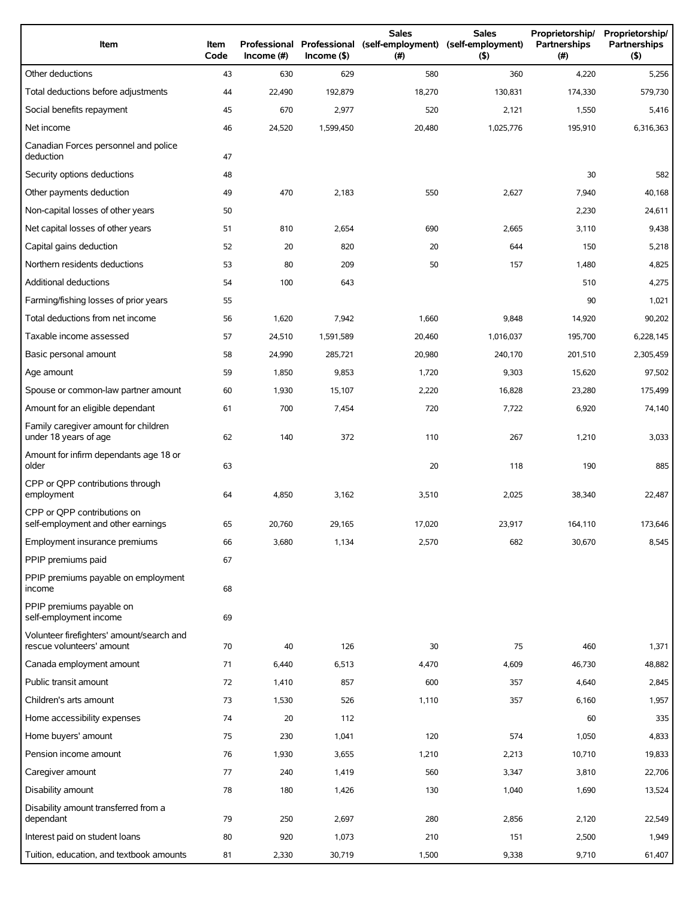| Item | Item Code | Professional Income (#) | Professional Income ($) | Sales (self-employment) (#) | Sales (self-employment) ($) | Proprietorship/ Partnerships (#) | Proprietorship/ Partnerships ($) |
|---|---|---|---|---|---|---|---|
| Other deductions | 43 | 630 | 629 | 580 | 360 | 4,220 | 5,256 |
| Total deductions before adjustments | 44 | 22,490 | 192,879 | 18,270 | 130,831 | 174,330 | 579,730 |
| Social benefits repayment | 45 | 670 | 2,977 | 520 | 2,121 | 1,550 | 5,416 |
| Net income | 46 | 24,520 | 1,599,450 | 20,480 | 1,025,776 | 195,910 | 6,316,363 |
| Canadian Forces personnel and police deduction | 47 | | | | | | |
| Security options deductions | 48 | | | | | 30 | 582 |
| Other payments deduction | 49 | 470 | 2,183 | 550 | 2,627 | 7,940 | 40,168 |
| Non-capital losses of other years | 50 | | | | | 2,230 | 24,611 |
| Net capital losses of other years | 51 | 810 | 2,654 | 690 | 2,665 | 3,110 | 9,438 |
| Capital gains deduction | 52 | 20 | 820 | 20 | 644 | 150 | 5,218 |
| Northern residents deductions | 53 | 80 | 209 | 50 | 157 | 1,480 | 4,825 |
| Additional deductions | 54 | 100 | 643 | | | 510 | 4,275 |
| Farming/fishing losses of prior years | 55 | | | | | 90 | 1,021 |
| Total deductions from net income | 56 | 1,620 | 7,942 | 1,660 | 9,848 | 14,920 | 90,202 |
| Taxable income assessed | 57 | 24,510 | 1,591,589 | 20,460 | 1,016,037 | 195,700 | 6,228,145 |
| Basic personal amount | 58 | 24,990 | 285,721 | 20,980 | 240,170 | 201,510 | 2,305,459 |
| Age amount | 59 | 1,850 | 9,853 | 1,720 | 9,303 | 15,620 | 97,502 |
| Spouse or common-law partner amount | 60 | 1,930 | 15,107 | 2,220 | 16,828 | 23,280 | 175,499 |
| Amount for an eligible dependant | 61 | 700 | 7,454 | 720 | 7,722 | 6,920 | 74,140 |
| Family caregiver amount for children under 18 years of age | 62 | 140 | 372 | 110 | 267 | 1,210 | 3,033 |
| Amount for infirm dependants age 18 or older | 63 | | | 20 | 118 | 190 | 885 |
| CPP or QPP contributions through employment | 64 | 4,850 | 3,162 | 3,510 | 2,025 | 38,340 | 22,487 |
| CPP or QPP contributions on self-employment and other earnings | 65 | 20,760 | 29,165 | 17,020 | 23,917 | 164,110 | 173,646 |
| Employment insurance premiums | 66 | 3,680 | 1,134 | 2,570 | 682 | 30,670 | 8,545 |
| PPIP premiums paid | 67 | | | | | | |
| PPIP premiums payable on employment income | 68 | | | | | | |
| PPIP premiums payable on self-employment income | 69 | | | | | | |
| Volunteer firefighters' amount/search and rescue volunteers' amount | 70 | 40 | 126 | 30 | 75 | 460 | 1,371 |
| Canada employment amount | 71 | 6,440 | 6,513 | 4,470 | 4,609 | 46,730 | 48,882 |
| Public transit amount | 72 | 1,410 | 857 | 600 | 357 | 4,640 | 2,845 |
| Children's arts amount | 73 | 1,530 | 526 | 1,110 | 357 | 6,160 | 1,957 |
| Home accessibility expenses | 74 | 20 | 112 | | | 60 | 335 |
| Home buyers' amount | 75 | 230 | 1,041 | 120 | 574 | 1,050 | 4,833 |
| Pension income amount | 76 | 1,930 | 3,655 | 1,210 | 2,213 | 10,710 | 19,833 |
| Caregiver amount | 77 | 240 | 1,419 | 560 | 3,347 | 3,810 | 22,706 |
| Disability amount | 78 | 180 | 1,426 | 130 | 1,040 | 1,690 | 13,524 |
| Disability amount transferred from a dependant | 79 | 250 | 2,697 | 280 | 2,856 | 2,120 | 22,549 |
| Interest paid on student loans | 80 | 920 | 1,073 | 210 | 151 | 2,500 | 1,949 |
| Tuition, education, and textbook amounts | 81 | 2,330 | 30,719 | 1,500 | 9,338 | 9,710 | 61,407 |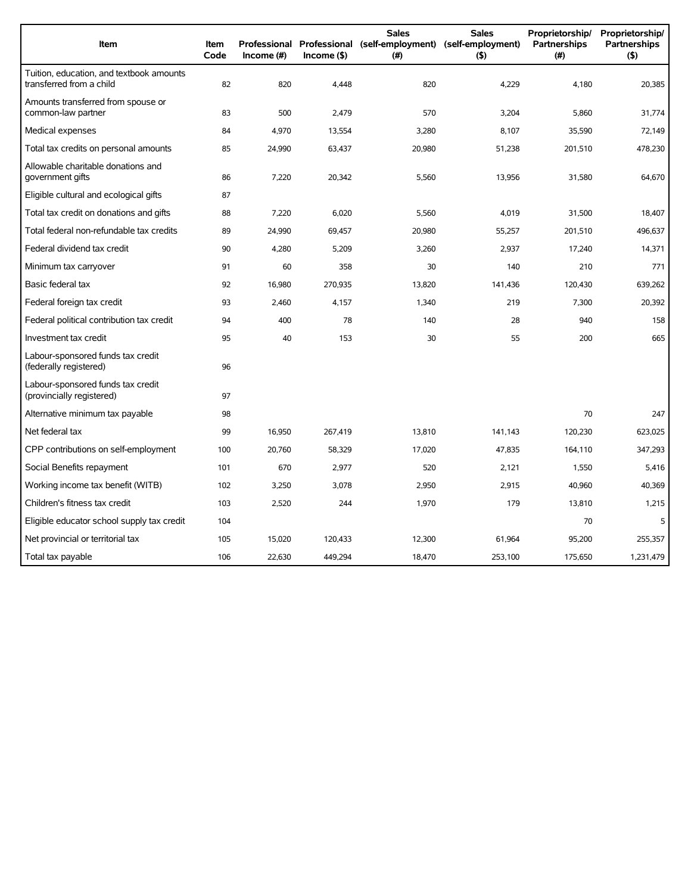| Item | Item Code | Professional Income (#) | Professional Income ($) | Sales (self-employment) (#) | Sales (self-employment) ($) | Proprietorship/ Partnerships (#) | Proprietorship/ Partnerships ($) |
|---|---|---|---|---|---|---|---|
| Tuition, education, and textbook amounts transferred from a child | 82 | 820 | 4,448 | 820 | 4,229 | 4,180 | 20,385 |
| Amounts transferred from spouse or common-law partner | 83 | 500 | 2,479 | 570 | 3,204 | 5,860 | 31,774 |
| Medical expenses | 84 | 4,970 | 13,554 | 3,280 | 8,107 | 35,590 | 72,149 |
| Total tax credits on personal amounts | 85 | 24,990 | 63,437 | 20,980 | 51,238 | 201,510 | 478,230 |
| Allowable charitable donations and government gifts | 86 | 7,220 | 20,342 | 5,560 | 13,956 | 31,580 | 64,670 |
| Eligible cultural and ecological gifts | 87 | | | | | | |
| Total tax credit on donations and gifts | 88 | 7,220 | 6,020 | 5,560 | 4,019 | 31,500 | 18,407 |
| Total federal non-refundable tax credits | 89 | 24,990 | 69,457 | 20,980 | 55,257 | 201,510 | 496,637 |
| Federal dividend tax credit | 90 | 4,280 | 5,209 | 3,260 | 2,937 | 17,240 | 14,371 |
| Minimum tax carryover | 91 | 60 | 358 | 30 | 140 | 210 | 771 |
| Basic federal tax | 92 | 16,980 | 270,935 | 13,820 | 141,436 | 120,430 | 639,262 |
| Federal foreign tax credit | 93 | 2,460 | 4,157 | 1,340 | 219 | 7,300 | 20,392 |
| Federal political contribution tax credit | 94 | 400 | 78 | 140 | 28 | 940 | 158 |
| Investment tax credit | 95 | 40 | 153 | 30 | 55 | 200 | 665 |
| Labour-sponsored funds tax credit (federally registered) | 96 | | | | | | |
| Labour-sponsored funds tax credit (provincially registered) | 97 | | | | | | |
| Alternative minimum tax payable | 98 | | | | | 70 | 247 |
| Net federal tax | 99 | 16,950 | 267,419 | 13,810 | 141,143 | 120,230 | 623,025 |
| CPP contributions on self-employment | 100 | 20,760 | 58,329 | 17,020 | 47,835 | 164,110 | 347,293 |
| Social Benefits repayment | 101 | 670 | 2,977 | 520 | 2,121 | 1,550 | 5,416 |
| Working income tax benefit (WITB) | 102 | 3,250 | 3,078 | 2,950 | 2,915 | 40,960 | 40,369 |
| Children's fitness tax credit | 103 | 2,520 | 244 | 1,970 | 179 | 13,810 | 1,215 |
| Eligible educator school supply tax credit | 104 | | | | | 70 | 5 |
| Net provincial or territorial tax | 105 | 15,020 | 120,433 | 12,300 | 61,964 | 95,200 | 255,357 |
| Total tax payable | 106 | 22,630 | 449,294 | 18,470 | 253,100 | 175,650 | 1,231,479 |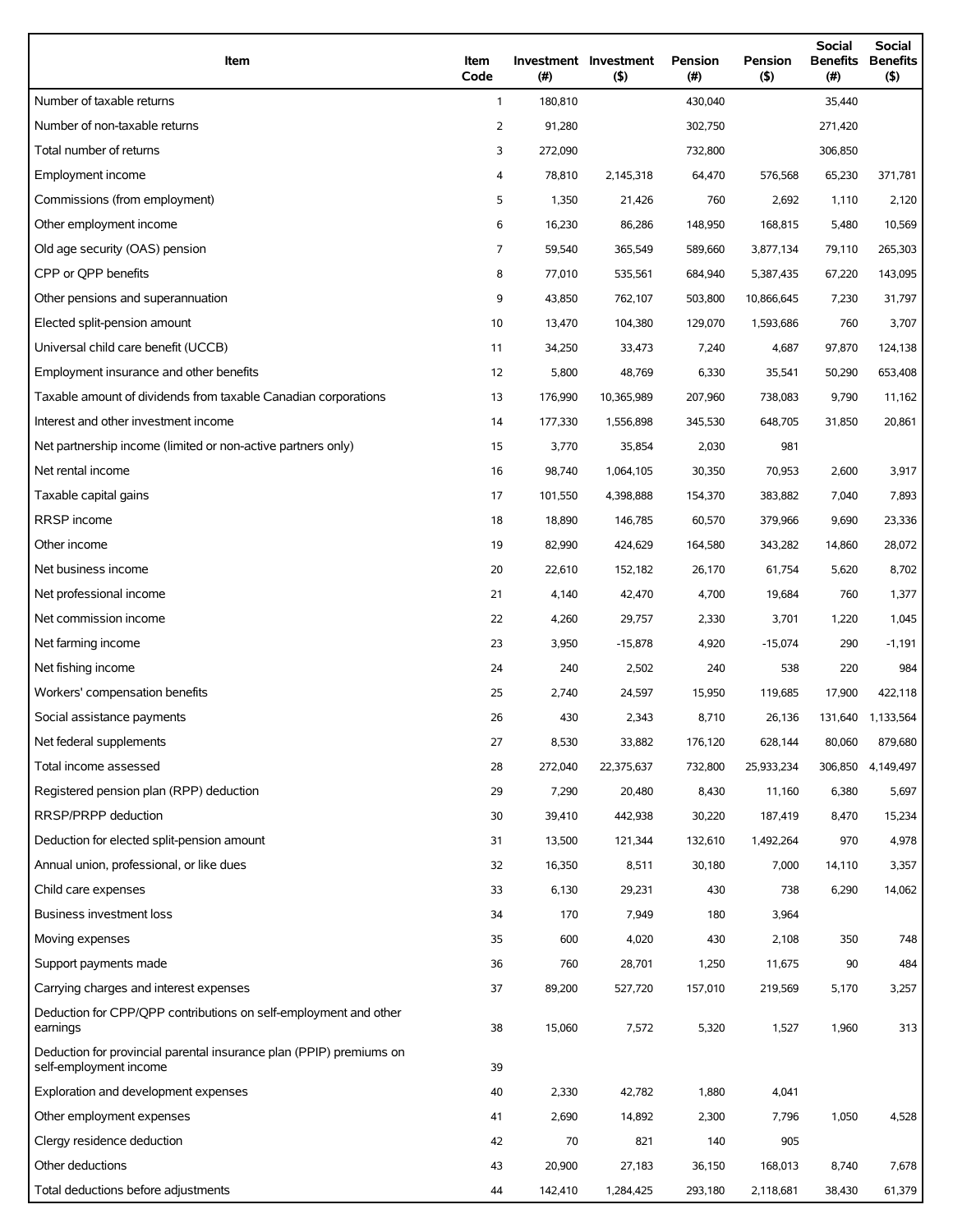| Item | Item Code | Investment (#) | Investment ($) | Pension (#) | Pension ($) | Social Benefits (#) | Social Benefits ($) |
|---|---|---|---|---|---|---|---|
| Number of taxable returns | 1 | 180,810 | | 430,040 | | 35,440 | |
| Number of non-taxable returns | 2 | 91,280 | | 302,750 | | 271,420 | |
| Total number of returns | 3 | 272,090 | | 732,800 | | 306,850 | |
| Employment income | 4 | 78,810 | 2,145,318 | 64,470 | 576,568 | 65,230 | 371,781 |
| Commissions (from employment) | 5 | 1,350 | 21,426 | 760 | 2,692 | 1,110 | 2,120 |
| Other employment income | 6 | 16,230 | 86,286 | 148,950 | 168,815 | 5,480 | 10,569 |
| Old age security (OAS) pension | 7 | 59,540 | 365,549 | 589,660 | 3,877,134 | 79,110 | 265,303 |
| CPP or QPP benefits | 8 | 77,010 | 535,561 | 684,940 | 5,387,435 | 67,220 | 143,095 |
| Other pensions and superannuation | 9 | 43,850 | 762,107 | 503,800 | 10,866,645 | 7,230 | 31,797 |
| Elected split-pension amount | 10 | 13,470 | 104,380 | 129,070 | 1,593,686 | 760 | 3,707 |
| Universal child care benefit (UCCB) | 11 | 34,250 | 33,473 | 7,240 | 4,687 | 97,870 | 124,138 |
| Employment insurance and other benefits | 12 | 5,800 | 48,769 | 6,330 | 35,541 | 50,290 | 653,408 |
| Taxable amount of dividends from taxable Canadian corporations | 13 | 176,990 | 10,365,989 | 207,960 | 738,083 | 9,790 | 11,162 |
| Interest and other investment income | 14 | 177,330 | 1,556,898 | 345,530 | 648,705 | 31,850 | 20,861 |
| Net partnership income (limited or non-active partners only) | 15 | 3,770 | 35,854 | 2,030 | 981 | | |
| Net rental income | 16 | 98,740 | 1,064,105 | 30,350 | 70,953 | 2,600 | 3,917 |
| Taxable capital gains | 17 | 101,550 | 4,398,888 | 154,370 | 383,882 | 7,040 | 7,893 |
| RRSP income | 18 | 18,890 | 146,785 | 60,570 | 379,966 | 9,690 | 23,336 |
| Other income | 19 | 82,990 | 424,629 | 164,580 | 343,282 | 14,860 | 28,072 |
| Net business income | 20 | 22,610 | 152,182 | 26,170 | 61,754 | 5,620 | 8,702 |
| Net professional income | 21 | 4,140 | 42,470 | 4,700 | 19,684 | 760 | 1,377 |
| Net commission income | 22 | 4,260 | 29,757 | 2,330 | 3,701 | 1,220 | 1,045 |
| Net farming income | 23 | 3,950 | -15,878 | 4,920 | -15,074 | 290 | -1,191 |
| Net fishing income | 24 | 240 | 2,502 | 240 | 538 | 220 | 984 |
| Workers' compensation benefits | 25 | 2,740 | 24,597 | 15,950 | 119,685 | 17,900 | 422,118 |
| Social assistance payments | 26 | 430 | 2,343 | 8,710 | 26,136 | 131,640 | 1,133,564 |
| Net federal supplements | 27 | 8,530 | 33,882 | 176,120 | 628,144 | 80,060 | 879,680 |
| Total income assessed | 28 | 272,040 | 22,375,637 | 732,800 | 25,933,234 | 306,850 | 4,149,497 |
| Registered pension plan (RPP) deduction | 29 | 7,290 | 20,480 | 8,430 | 11,160 | 6,380 | 5,697 |
| RRSP/PRPP deduction | 30 | 39,410 | 442,938 | 30,220 | 187,419 | 8,470 | 15,234 |
| Deduction for elected split-pension amount | 31 | 13,500 | 121,344 | 132,610 | 1,492,264 | 970 | 4,978 |
| Annual union, professional, or like dues | 32 | 16,350 | 8,511 | 30,180 | 7,000 | 14,110 | 3,357 |
| Child care expenses | 33 | 6,130 | 29,231 | 430 | 738 | 6,290 | 14,062 |
| Business investment loss | 34 | 170 | 7,949 | 180 | 3,964 | | |
| Moving expenses | 35 | 600 | 4,020 | 430 | 2,108 | 350 | 748 |
| Support payments made | 36 | 760 | 28,701 | 1,250 | 11,675 | 90 | 484 |
| Carrying charges and interest expenses | 37 | 89,200 | 527,720 | 157,010 | 219,569 | 5,170 | 3,257 |
| Deduction for CPP/QPP contributions on self-employment and other earnings | 38 | 15,060 | 7,572 | 5,320 | 1,527 | 1,960 | 313 |
| Deduction for provincial parental insurance plan (PPIP) premiums on self-employment income | 39 | | | | | | |
| Exploration and development expenses | 40 | 2,330 | 42,782 | 1,880 | 4,041 | | |
| Other employment expenses | 41 | 2,690 | 14,892 | 2,300 | 7,796 | 1,050 | 4,528 |
| Clergy residence deduction | 42 | 70 | 821 | 140 | 905 | | |
| Other deductions | 43 | 20,900 | 27,183 | 36,150 | 168,013 | 8,740 | 7,678 |
| Total deductions before adjustments | 44 | 142,410 | 1,284,425 | 293,180 | 2,118,681 | 38,430 | 61,379 |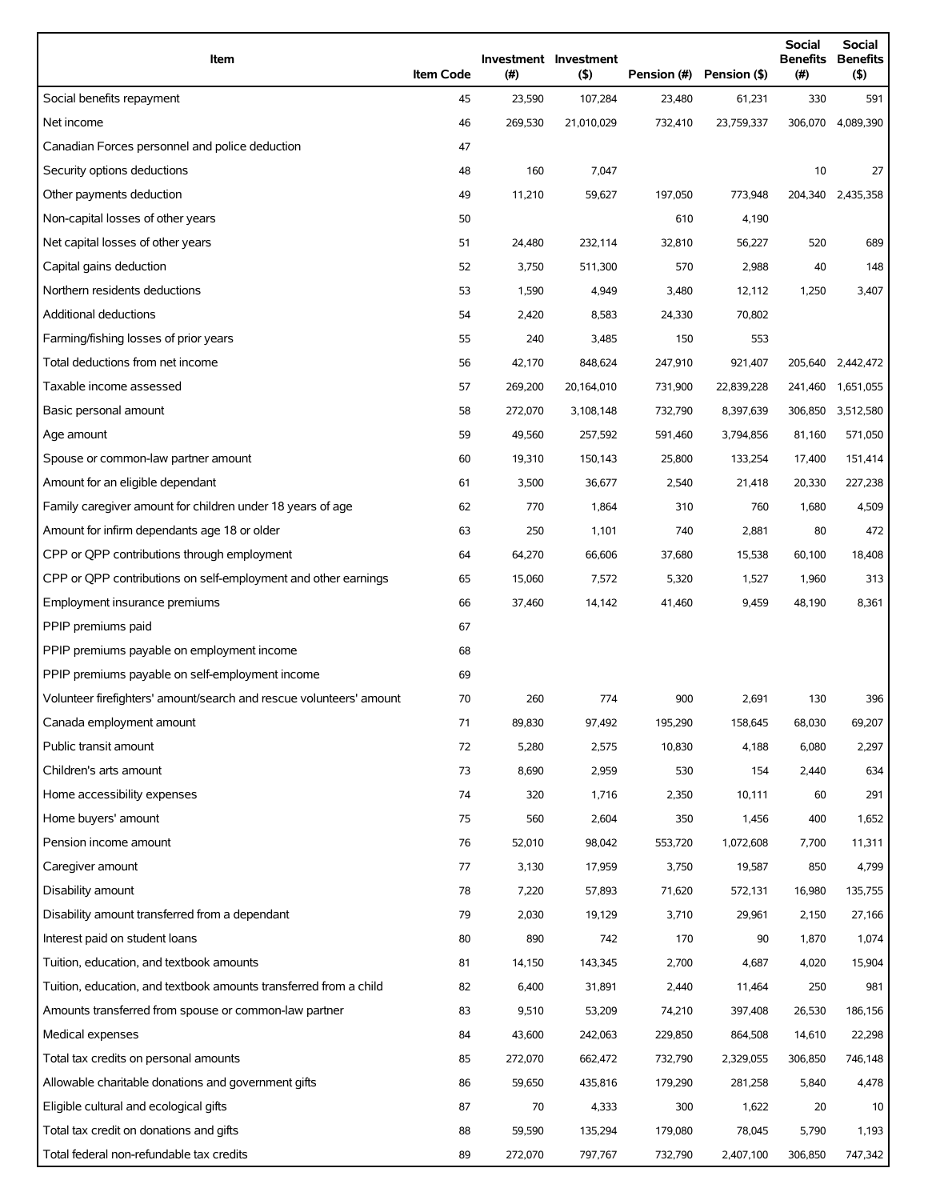| Item | Item Code | Investment (#) | Investment ($) | Pension (#) | Pension ($) | Social Benefits (#) | Social Benefits ($) |
|---|---|---|---|---|---|---|---|
| Social benefits repayment | 45 | 23,590 | 107,284 | 23,480 | 61,231 | 330 | 591 |
| Net income | 46 | 269,530 | 21,010,029 | 732,410 | 23,759,337 | 306,070 | 4,089,390 |
| Canadian Forces personnel and police deduction | 47 | | | | | | |
| Security options deductions | 48 | 160 | 7,047 | | | 10 | 27 |
| Other payments deduction | 49 | 11,210 | 59,627 | 197,050 | 773,948 | 204,340 | 2,435,358 |
| Non-capital losses of other years | 50 | | | 610 | 4,190 | | |
| Net capital losses of other years | 51 | 24,480 | 232,114 | 32,810 | 56,227 | 520 | 689 |
| Capital gains deduction | 52 | 3,750 | 511,300 | 570 | 2,988 | 40 | 148 |
| Northern residents deductions | 53 | 1,590 | 4,949 | 3,480 | 12,112 | 1,250 | 3,407 |
| Additional deductions | 54 | 2,420 | 8,583 | 24,330 | 70,802 | | |
| Farming/fishing losses of prior years | 55 | 240 | 3,485 | 150 | 553 | | |
| Total deductions from net income | 56 | 42,170 | 848,624 | 247,910 | 921,407 | 205,640 | 2,442,472 |
| Taxable income assessed | 57 | 269,200 | 20,164,010 | 731,900 | 22,839,228 | 241,460 | 1,651,055 |
| Basic personal amount | 58 | 272,070 | 3,108,148 | 732,790 | 8,397,639 | 306,850 | 3,512,580 |
| Age amount | 59 | 49,560 | 257,592 | 591,460 | 3,794,856 | 81,160 | 571,050 |
| Spouse or common-law partner amount | 60 | 19,310 | 150,143 | 25,800 | 133,254 | 17,400 | 151,414 |
| Amount for an eligible dependant | 61 | 3,500 | 36,677 | 2,540 | 21,418 | 20,330 | 227,238 |
| Family caregiver amount for children under 18 years of age | 62 | 770 | 1,864 | 310 | 760 | 1,680 | 4,509 |
| Amount for infirm dependants age 18 or older | 63 | 250 | 1,101 | 740 | 2,881 | 80 | 472 |
| CPP or QPP contributions through employment | 64 | 64,270 | 66,606 | 37,680 | 15,538 | 60,100 | 18,408 |
| CPP or QPP contributions on self-employment and other earnings | 65 | 15,060 | 7,572 | 5,320 | 1,527 | 1,960 | 313 |
| Employment insurance premiums | 66 | 37,460 | 14,142 | 41,460 | 9,459 | 48,190 | 8,361 |
| PPIP premiums paid | 67 | | | | | | |
| PPIP premiums payable on employment income | 68 | | | | | | |
| PPIP premiums payable on self-employment income | 69 | | | | | | |
| Volunteer firefighters' amount/search and rescue volunteers' amount | 70 | 260 | 774 | 900 | 2,691 | 130 | 396 |
| Canada employment amount | 71 | 89,830 | 97,492 | 195,290 | 158,645 | 68,030 | 69,207 |
| Public transit amount | 72 | 5,280 | 2,575 | 10,830 | 4,188 | 6,080 | 2,297 |
| Children's arts amount | 73 | 8,690 | 2,959 | 530 | 154 | 2,440 | 634 |
| Home accessibility expenses | 74 | 320 | 1,716 | 2,350 | 10,111 | 60 | 291 |
| Home buyers' amount | 75 | 560 | 2,604 | 350 | 1,456 | 400 | 1,652 |
| Pension income amount | 76 | 52,010 | 98,042 | 553,720 | 1,072,608 | 7,700 | 11,311 |
| Caregiver amount | 77 | 3,130 | 17,959 | 3,750 | 19,587 | 850 | 4,799 |
| Disability amount | 78 | 7,220 | 57,893 | 71,620 | 572,131 | 16,980 | 135,755 |
| Disability amount transferred from a dependant | 79 | 2,030 | 19,129 | 3,710 | 29,961 | 2,150 | 27,166 |
| Interest paid on student loans | 80 | 890 | 742 | 170 | 90 | 1,870 | 1,074 |
| Tuition, education, and textbook amounts | 81 | 14,150 | 143,345 | 2,700 | 4,687 | 4,020 | 15,904 |
| Tuition, education, and textbook amounts transferred from a child | 82 | 6,400 | 31,891 | 2,440 | 11,464 | 250 | 981 |
| Amounts transferred from spouse or common-law partner | 83 | 9,510 | 53,209 | 74,210 | 397,408 | 26,530 | 186,156 |
| Medical expenses | 84 | 43,600 | 242,063 | 229,850 | 864,508 | 14,610 | 22,298 |
| Total tax credits on personal amounts | 85 | 272,070 | 662,472 | 732,790 | 2,329,055 | 306,850 | 746,148 |
| Allowable charitable donations and government gifts | 86 | 59,650 | 435,816 | 179,290 | 281,258 | 5,840 | 4,478 |
| Eligible cultural and ecological gifts | 87 | 70 | 4,333 | 300 | 1,622 | 20 | 10 |
| Total tax credit on donations and gifts | 88 | 59,590 | 135,294 | 179,080 | 78,045 | 5,790 | 1,193 |
| Total federal non-refundable tax credits | 89 | 272,070 | 797,767 | 732,790 | 2,407,100 | 306,850 | 747,342 |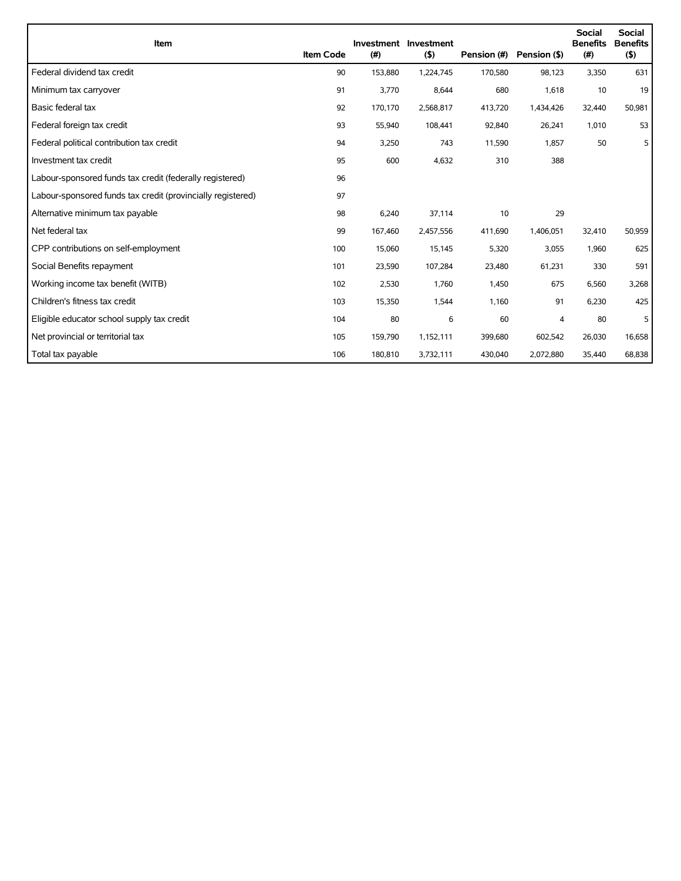| Item | Item Code | Investment (#) | Investment ($) | Pension (#) | Pension ($) | Social Benefits (#) | Social Benefits ($) |
|---|---|---|---|---|---|---|---|
| Federal dividend tax credit | 90 | 153,880 | 1,224,745 | 170,580 | 98,123 | 3,350 | 631 |
| Minimum tax carryover | 91 | 3,770 | 8,644 | 680 | 1,618 | 10 | 19 |
| Basic federal tax | 92 | 170,170 | 2,568,817 | 413,720 | 1,434,426 | 32,440 | 50,981 |
| Federal foreign tax credit | 93 | 55,940 | 108,441 | 92,840 | 26,241 | 1,010 | 53 |
| Federal political contribution tax credit | 94 | 3,250 | 743 | 11,590 | 1,857 | 50 | 5 |
| Investment tax credit | 95 | 600 | 4,632 | 310 | 388 | | |
| Labour-sponsored funds tax credit (federally registered) | 96 | | | | | | |
| Labour-sponsored funds tax credit (provincially registered) | 97 | | | | | | |
| Alternative minimum tax payable | 98 | 6,240 | 37,114 | 10 | 29 | | |
| Net federal tax | 99 | 167,460 | 2,457,556 | 411,690 | 1,406,051 | 32,410 | 50,959 |
| CPP contributions on self-employment | 100 | 15,060 | 15,145 | 5,320 | 3,055 | 1,960 | 625 |
| Social Benefits repayment | 101 | 23,590 | 107,284 | 23,480 | 61,231 | 330 | 591 |
| Working income tax benefit (WITB) | 102 | 2,530 | 1,760 | 1,450 | 675 | 6,560 | 3,268 |
| Children's fitness tax credit | 103 | 15,350 | 1,544 | 1,160 | 91 | 6,230 | 425 |
| Eligible educator school supply tax credit | 104 | 80 | 6 | 60 | 4 | 80 | 5 |
| Net provincial or territorial tax | 105 | 159,790 | 1,152,111 | 399,680 | 602,542 | 26,030 | 16,658 |
| Total tax payable | 106 | 180,810 | 3,732,111 | 430,040 | 2,072,880 | 35,440 | 68,838 |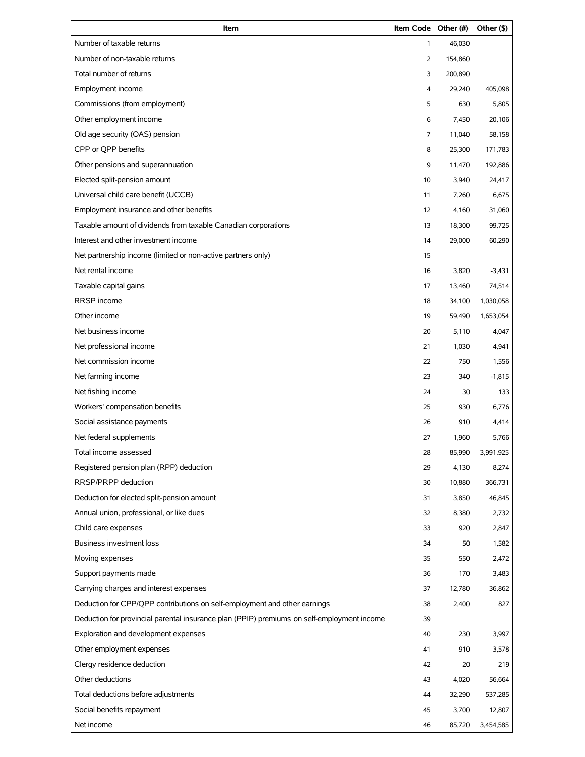| Item | Item Code | Other (#) | Other ($) |
|---|---|---|---|
| Number of taxable returns | 1 | 46,030 | |
| Number of non-taxable returns | 2 | 154,860 | |
| Total number of returns | 3 | 200,890 | |
| Employment income | 4 | 29,240 | 405,098 |
| Commissions (from employment) | 5 | 630 | 5,805 |
| Other employment income | 6 | 7,450 | 20,106 |
| Old age security (OAS) pension | 7 | 11,040 | 58,158 |
| CPP or QPP benefits | 8 | 25,300 | 171,783 |
| Other pensions and superannuation | 9 | 11,470 | 192,886 |
| Elected split-pension amount | 10 | 3,940 | 24,417 |
| Universal child care benefit (UCCB) | 11 | 7,260 | 6,675 |
| Employment insurance and other benefits | 12 | 4,160 | 31,060 |
| Taxable amount of dividends from taxable Canadian corporations | 13 | 18,300 | 99,725 |
| Interest and other investment income | 14 | 29,000 | 60,290 |
| Net partnership income (limited or non-active partners only) | 15 | | |
| Net rental income | 16 | 3,820 | -3,431 |
| Taxable capital gains | 17 | 13,460 | 74,514 |
| RRSP income | 18 | 34,100 | 1,030,058 |
| Other income | 19 | 59,490 | 1,653,054 |
| Net business income | 20 | 5,110 | 4,047 |
| Net professional income | 21 | 1,030 | 4,941 |
| Net commission income | 22 | 750 | 1,556 |
| Net farming income | 23 | 340 | -1,815 |
| Net fishing income | 24 | 30 | 133 |
| Workers' compensation benefits | 25 | 930 | 6,776 |
| Social assistance payments | 26 | 910 | 4,414 |
| Net federal supplements | 27 | 1,960 | 5,766 |
| Total income assessed | 28 | 85,990 | 3,991,925 |
| Registered pension plan (RPP) deduction | 29 | 4,130 | 8,274 |
| RRSP/PRPP deduction | 30 | 10,880 | 366,731 |
| Deduction for elected split-pension amount | 31 | 3,850 | 46,845 |
| Annual union, professional, or like dues | 32 | 8,380 | 2,732 |
| Child care expenses | 33 | 920 | 2,847 |
| Business investment loss | 34 | 50 | 1,582 |
| Moving expenses | 35 | 550 | 2,472 |
| Support payments made | 36 | 170 | 3,483 |
| Carrying charges and interest expenses | 37 | 12,780 | 36,862 |
| Deduction for CPP/QPP contributions on self-employment and other earnings | 38 | 2,400 | 827 |
| Deduction for provincial parental insurance plan (PPIP) premiums on self-employment income | 39 | | |
| Exploration and development expenses | 40 | 230 | 3,997 |
| Other employment expenses | 41 | 910 | 3,578 |
| Clergy residence deduction | 42 | 20 | 219 |
| Other deductions | 43 | 4,020 | 56,664 |
| Total deductions before adjustments | 44 | 32,290 | 537,285 |
| Social benefits repayment | 45 | 3,700 | 12,807 |
| Net income | 46 | 85,720 | 3,454,585 |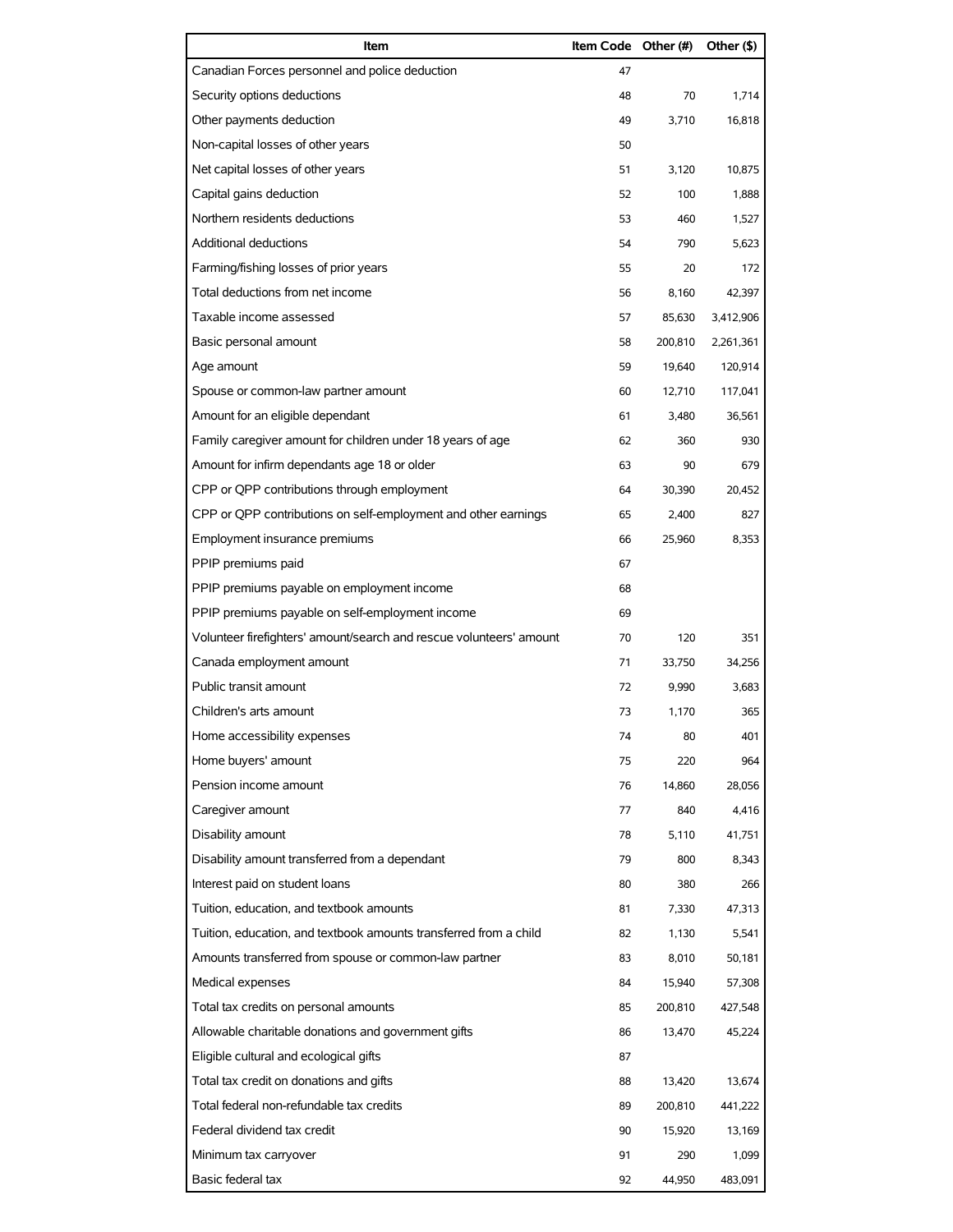| Item | Item Code | Other (#) | Other ($) |
|---|---|---|---|
| Canadian Forces personnel and police deduction | 47 | | |
| Security options deductions | 48 | 70 | 1,714 |
| Other payments deduction | 49 | 3,710 | 16,818 |
| Non-capital losses of other years | 50 | | |
| Net capital losses of other years | 51 | 3,120 | 10,875 |
| Capital gains deduction | 52 | 100 | 1,888 |
| Northern residents deductions | 53 | 460 | 1,527 |
| Additional deductions | 54 | 790 | 5,623 |
| Farming/fishing losses of prior years | 55 | 20 | 172 |
| Total deductions from net income | 56 | 8,160 | 42,397 |
| Taxable income assessed | 57 | 85,630 | 3,412,906 |
| Basic personal amount | 58 | 200,810 | 2,261,361 |
| Age amount | 59 | 19,640 | 120,914 |
| Spouse or common-law partner amount | 60 | 12,710 | 117,041 |
| Amount for an eligible dependant | 61 | 3,480 | 36,561 |
| Family caregiver amount for children under 18 years of age | 62 | 360 | 930 |
| Amount for infirm dependants age 18 or older | 63 | 90 | 679 |
| CPP or QPP contributions through employment | 64 | 30,390 | 20,452 |
| CPP or QPP contributions on self-employment and other earnings | 65 | 2,400 | 827 |
| Employment insurance premiums | 66 | 25,960 | 8,353 |
| PPIP premiums paid | 67 | | |
| PPIP premiums payable on employment income | 68 | | |
| PPIP premiums payable on self-employment income | 69 | | |
| Volunteer firefighters' amount/search and rescue volunteers' amount | 70 | 120 | 351 |
| Canada employment amount | 71 | 33,750 | 34,256 |
| Public transit amount | 72 | 9,990 | 3,683 |
| Children's arts amount | 73 | 1,170 | 365 |
| Home accessibility expenses | 74 | 80 | 401 |
| Home buyers' amount | 75 | 220 | 964 |
| Pension income amount | 76 | 14,860 | 28,056 |
| Caregiver amount | 77 | 840 | 4,416 |
| Disability amount | 78 | 5,110 | 41,751 |
| Disability amount transferred from a dependant | 79 | 800 | 8,343 |
| Interest paid on student loans | 80 | 380 | 266 |
| Tuition, education, and textbook amounts | 81 | 7,330 | 47,313 |
| Tuition, education, and textbook amounts transferred from a child | 82 | 1,130 | 5,541 |
| Amounts transferred from spouse or common-law partner | 83 | 8,010 | 50,181 |
| Medical expenses | 84 | 15,940 | 57,308 |
| Total tax credits on personal amounts | 85 | 200,810 | 427,548 |
| Allowable charitable donations and government gifts | 86 | 13,470 | 45,224 |
| Eligible cultural and ecological gifts | 87 | | |
| Total tax credit on donations and gifts | 88 | 13,420 | 13,674 |
| Total federal non-refundable tax credits | 89 | 200,810 | 441,222 |
| Federal dividend tax credit | 90 | 15,920 | 13,169 |
| Minimum tax carryover | 91 | 290 | 1,099 |
| Basic federal tax | 92 | 44,950 | 483,091 |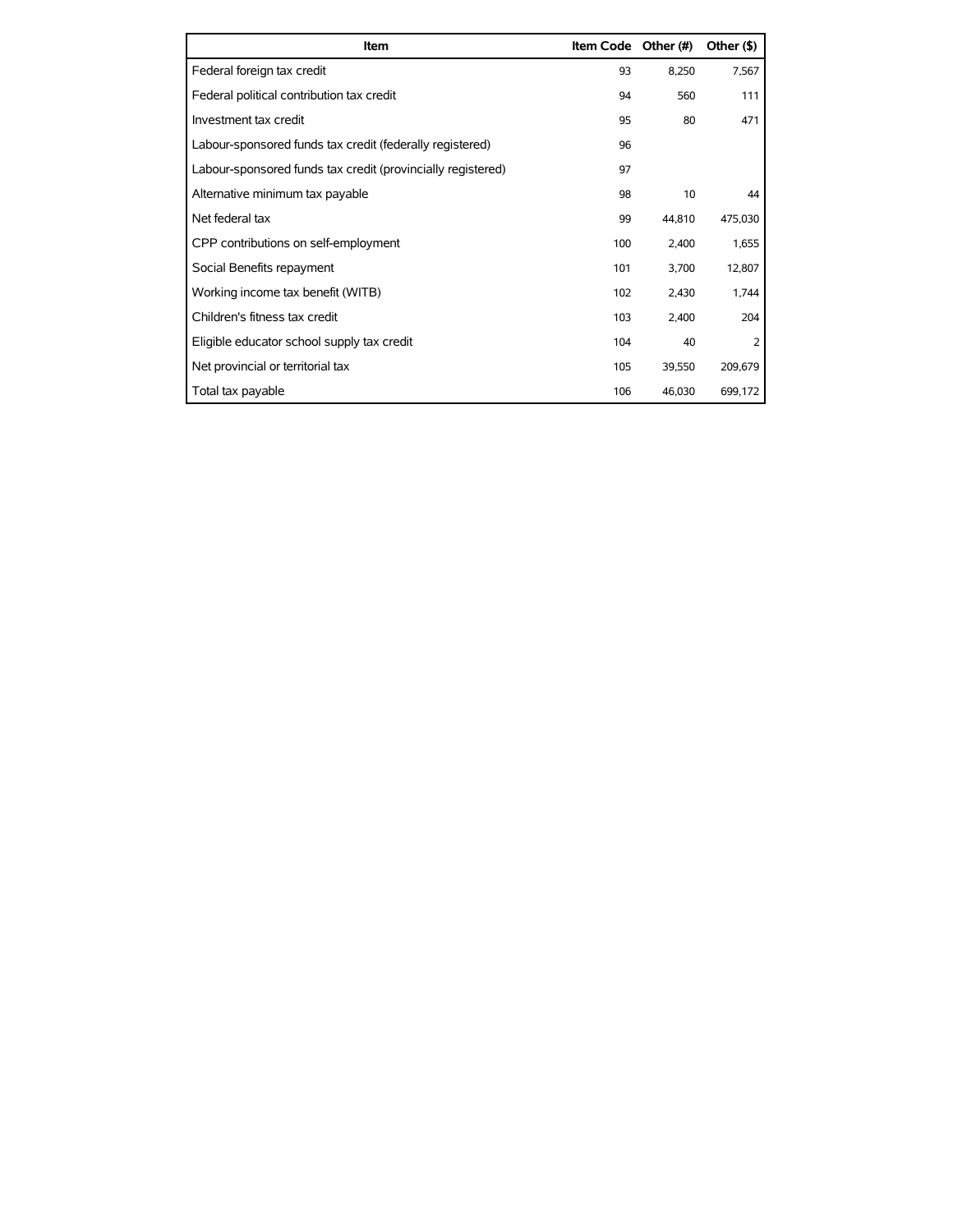| Item | Item Code | Other (#) | Other ($) |
|---|---|---|---|
| Federal foreign tax credit | 93 | 8,250 | 7,567 |
| Federal political contribution tax credit | 94 | 560 | 111 |
| Investment tax credit | 95 | 80 | 471 |
| Labour-sponsored funds tax credit (federally registered) | 96 | | |
| Labour-sponsored funds tax credit (provincially registered) | 97 | | |
| Alternative minimum tax payable | 98 | 10 | 44 |
| Net federal tax | 99 | 44,810 | 475,030 |
| CPP contributions on self-employment | 100 | 2,400 | 1,655 |
| Social Benefits repayment | 101 | 3,700 | 12,807 |
| Working income tax benefit (WITB) | 102 | 2,430 | 1,744 |
| Children's fitness tax credit | 103 | 2,400 | 204 |
| Eligible educator school supply tax credit | 104 | 40 | 2 |
| Net provincial or territorial tax | 105 | 39,550 | 209,679 |
| Total tax payable | 106 | 46,030 | 699,172 |